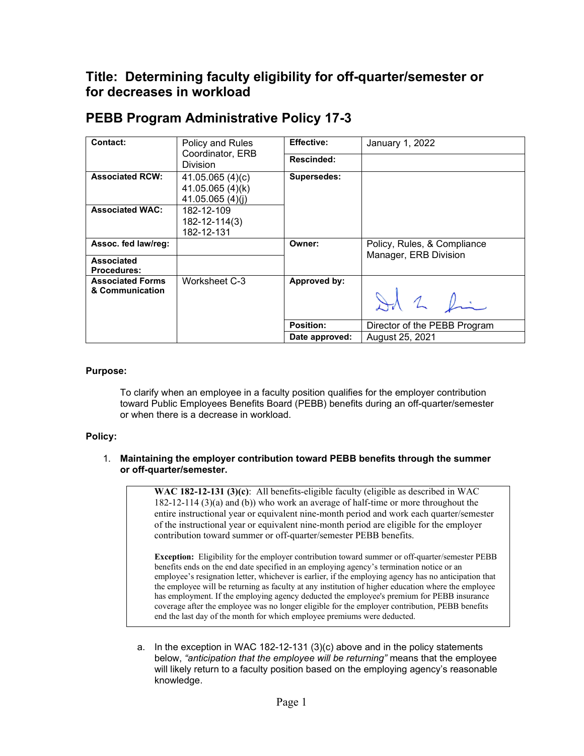# Title: Determining faculty eligibility for off-quarter/semester or for decreases in workload

# PEBB Program Administrative Policy 17-3

| Contact: | Policy and Rules Coordinator, ERB Division | Effective: | January 1, 2022 |
|---|---|---|---|
| | | Rescinded: | |
| Associated RCW: | 41.05.065 (4)(c)<br>41.05.065 (4)(k)<br>41.05.065 (4)(j) | Supersedes: | |
| Associated WAC: | 182-12-109<br>182-12-114(3)<br>182-12-131 | | |
| Assoc. fed law/reg: | | Owner: | Policy, Rules, & Compliance Manager, ERB Division |
| Associated Procedures: | | | |
| Associated Forms & Communication | Worksheet C-3 | Approved by: | |
| | | Position: | Director of the PEBB Program |
| | | Date approved: | August 25, 2021 |

**Purpose:**

To clarify when an employee in a faculty position qualifies for the employer contribution toward Public Employees Benefits Board (PEBB) benefits during an off-quarter/semester or when there is a decrease in workload.

**Policy:**

1. **Maintaining the employer contribution toward PEBB benefits through the summer or off-quarter/semester.**

> **WAC 182-12-131 (3)(c)**: All benefits-eligible faculty (eligible as described in WAC 182-12-114 (3)(a) and (b)) who work an average of half-time or more throughout the entire instructional year or equivalent nine-month period and work each quarter/semester of the instructional year or equivalent nine-month period are eligible for the employer contribution toward summer or off-quarter/semester PEBB benefits.
>
> **Exception:** Eligibility for the employer contribution toward summer or off-quarter/semester PEBB benefits ends on the end date specified in an employing agency's termination notice or an employee's resignation letter, whichever is earlier, if the employing agency has no anticipation that the employee will be returning as faculty at any institution of higher education where the employee has employment. If the employing agency deducted the employee's premium for PEBB insurance coverage after the employee was no longer eligible for the employer contribution, PEBB benefits end the last day of the month for which employee premiums were deducted.

   a. In the exception in WAC 182-12-131 (3)(c) above and in the policy statements below, *"anticipation that the employee will be returning"* means that the employee will likely return to a faculty position based on the employing agency's reasonable knowledge.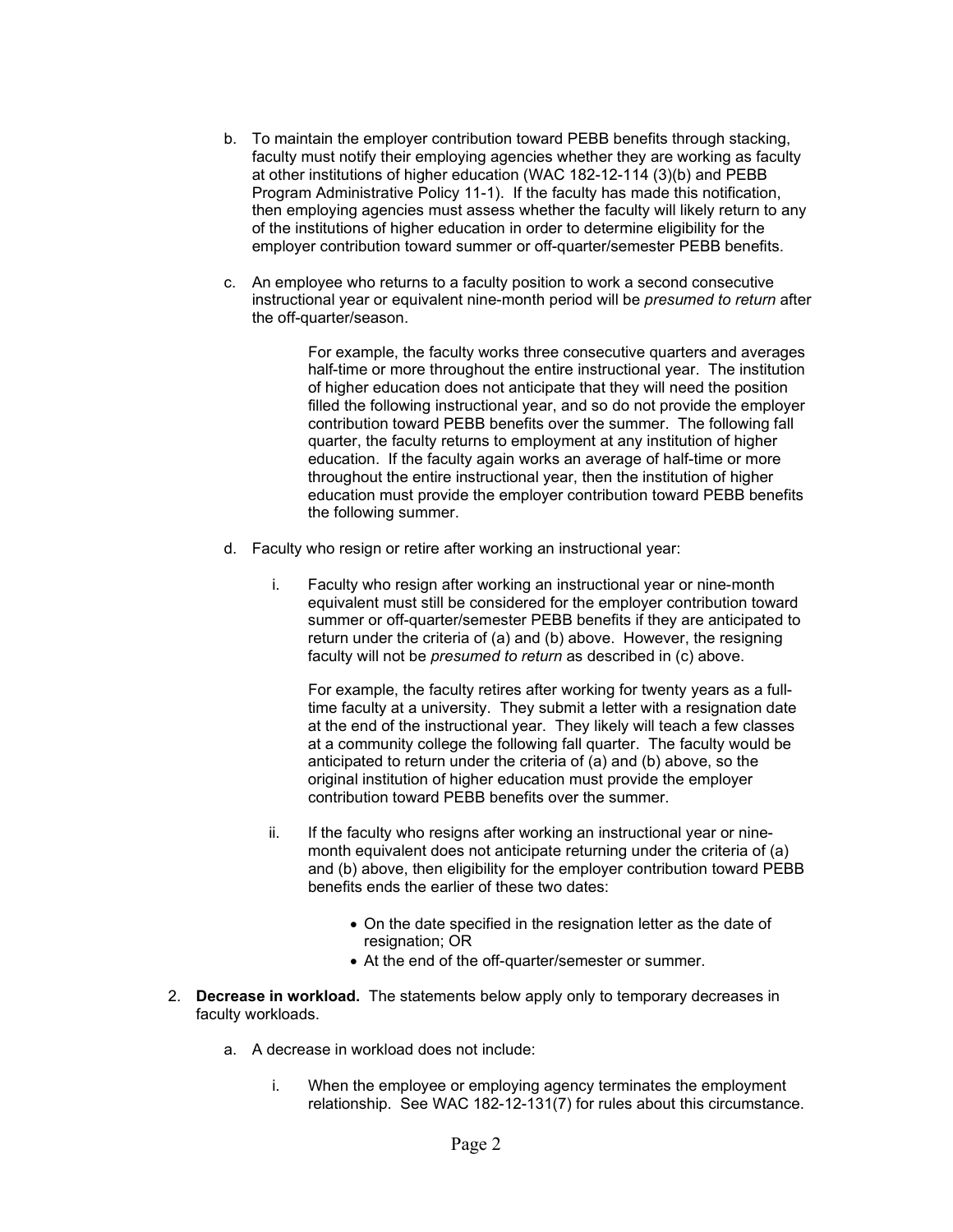b. To maintain the employer contribution toward PEBB benefits through stacking, faculty must notify their employing agencies whether they are working as faculty at other institutions of higher education (WAC 182-12-114 (3)(b) and PEBB Program Administrative Policy 11-1). If the faculty has made this notification, then employing agencies must assess whether the faculty will likely return to any of the institutions of higher education in order to determine eligibility for the employer contribution toward summer or off-quarter/semester PEBB benefits.

c. An employee who returns to a faculty position to work a second consecutive instructional year or equivalent nine-month period will be *presumed to return* after the off-quarter/season.

> For example, the faculty works three consecutive quarters and averages half-time or more throughout the entire instructional year. The institution of higher education does not anticipate that they will need the position filled the following instructional year, and so do not provide the employer contribution toward PEBB benefits over the summer. The following fall quarter, the faculty returns to employment at any institution of higher education. If the faculty again works an average of half-time or more throughout the entire instructional year, then the institution of higher education must provide the employer contribution toward PEBB benefits the following summer.

d. Faculty who resign or retire after working an instructional year:

   i. Faculty who resign after working an instructional year or nine-month equivalent must still be considered for the employer contribution toward summer or off-quarter/semester PEBB benefits if they are anticipated to return under the criteria of (a) and (b) above. However, the resigning faculty will not be *presumed to return* as described in (c) above.

      For example, the faculty retires after working for twenty years as a full-time faculty at a university. They submit a letter with a resignation date at the end of the instructional year. They likely will teach a few classes at a community college the following fall quarter. The faculty would be anticipated to return under the criteria of (a) and (b) above, so the original institution of higher education must provide the employer contribution toward PEBB benefits over the summer.

   ii. If the faculty who resigns after working an instructional year or nine-month equivalent does not anticipate returning under the criteria of (a) and (b) above, then eligibility for the employer contribution toward PEBB benefits ends the earlier of these two dates:

      - On the date specified in the resignation letter as the date of resignation; OR
      - At the end of the off-quarter/semester or summer.

2. **Decrease in workload.** The statements below apply only to temporary decreases in faculty workloads.

   a. A decrease in workload does not include:

      i. When the employee or employing agency terminates the employment relationship. See WAC 182-12-131(7) for rules about this circumstance.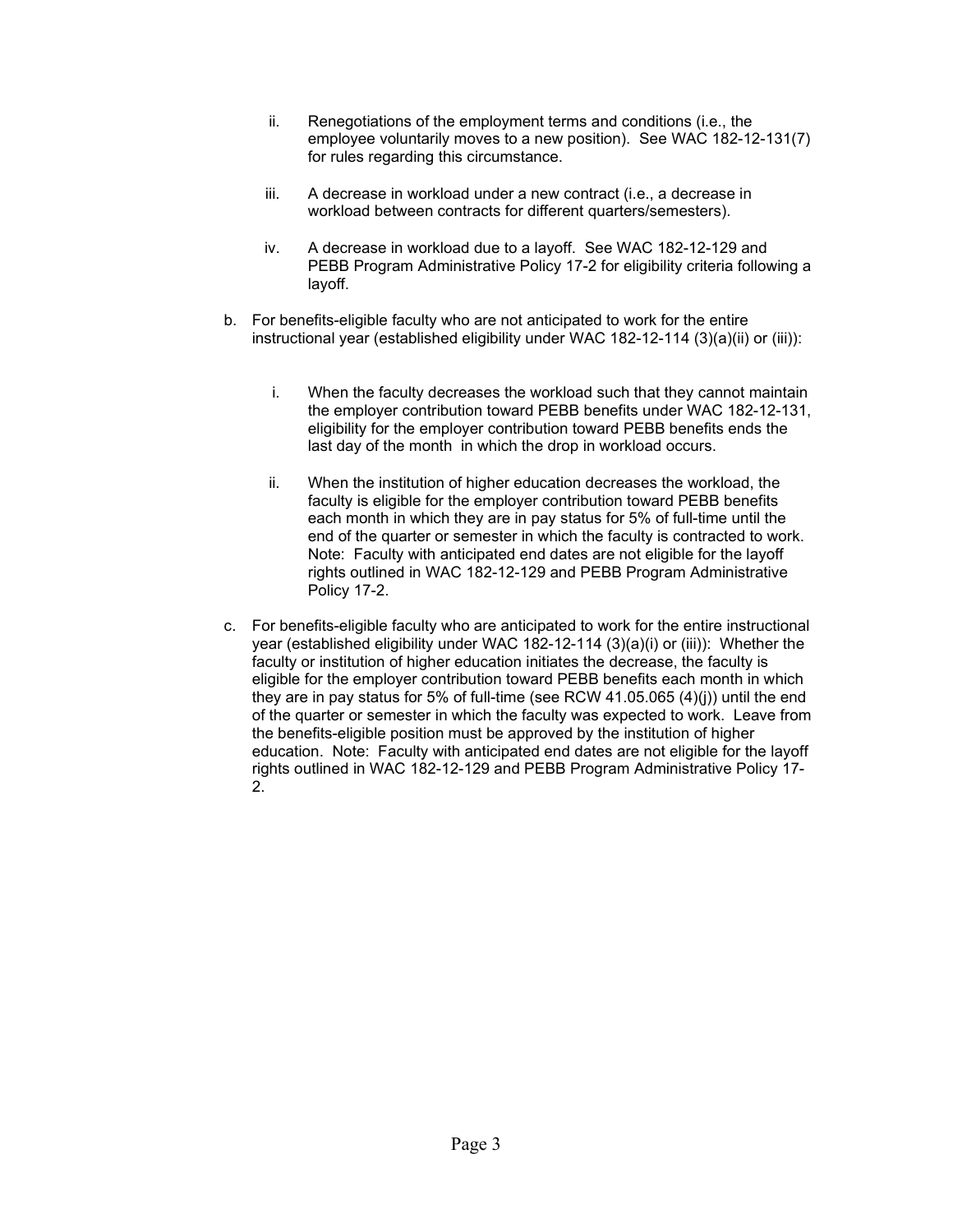ii. Renegotiations of the employment terms and conditions (i.e., the employee voluntarily moves to a new position). See WAC 182-12-131(7) for rules regarding this circumstance.

   iii. A decrease in workload under a new contract (i.e., a decrease in workload between contracts for different quarters/semesters).

   iv. A decrease in workload due to a layoff. See WAC 182-12-129 and PEBB Program Administrative Policy 17-2 for eligibility criteria following a layoff.

b. For benefits-eligible faculty who are not anticipated to work for the entire instructional year (established eligibility under WAC 182-12-114 (3)(a)(ii) or (iii)):

   i. When the faculty decreases the workload such that they cannot maintain the employer contribution toward PEBB benefits under WAC 182-12-131, eligibility for the employer contribution toward PEBB benefits ends the last day of the month in which the drop in workload occurs.

   ii. When the institution of higher education decreases the workload, the faculty is eligible for the employer contribution toward PEBB benefits each month in which they are in pay status for 5% of full-time until the end of the quarter or semester in which the faculty is contracted to work. Note: Faculty with anticipated end dates are not eligible for the layoff rights outlined in WAC 182-12-129 and PEBB Program Administrative Policy 17-2.

c. For benefits-eligible faculty who are anticipated to work for the entire instructional year (established eligibility under WAC 182-12-114 (3)(a)(i) or (iii)): Whether the faculty or institution of higher education initiates the decrease, the faculty is eligible for the employer contribution toward PEBB benefits each month in which they are in pay status for 5% of full-time (see RCW 41.05.065 (4)(j)) until the end of the quarter or semester in which the faculty was expected to work. Leave from the benefits-eligible position must be approved by the institution of higher education. Note: Faculty with anticipated end dates are not eligible for the layoff rights outlined in WAC 182-12-129 and PEBB Program Administrative Policy 17-2.